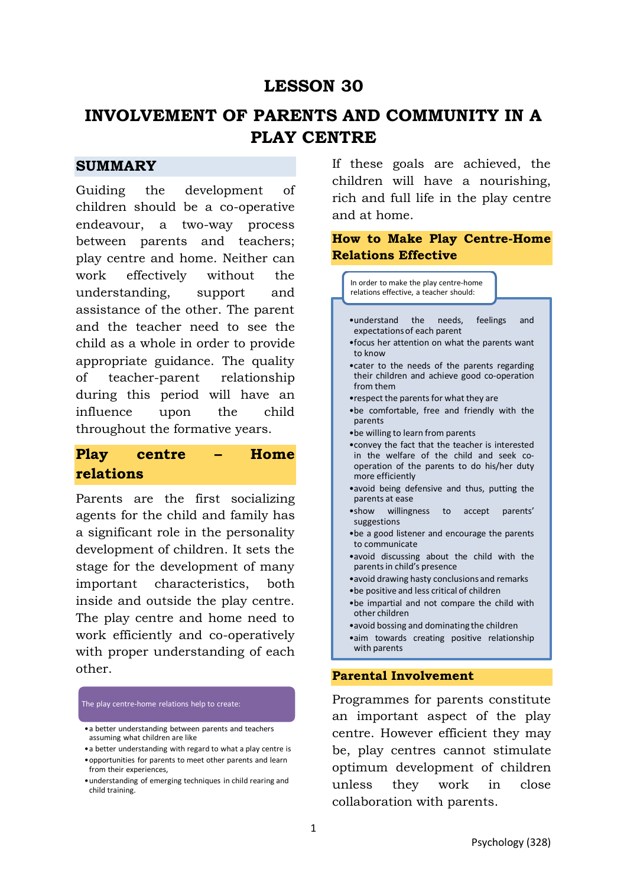# LESSON 30

# INVOLVEMENT OF PARENTS AND COMMUNITY IN A PLAY CENTRE

## SUMMARY

Guiding the development of children should be a co-operative endeavour, a two-way process between parents and teachers; play centre and home. Neither can work effectively without the understanding, support and assistance of the other. The parent and the teacher need to see the child as a whole in order to provide appropriate guidance. The quality of teacher-parent relationship during this period will have an influence upon the child throughout the formative years.

## Play centre – Home relations

Parents are the first socializing agents for the child and family has a significant role in the personality development of children. It sets the stage for the development of many important characteristics, both inside and outside the play centre. The play centre and home need to work efficiently and co-operatively with proper understanding of each other.

The play centre-home relations help to create:

- a better understanding between parents and teachers assuming what children are like
- a better understanding with regard to what a play centre is
- opportunities for parents to meet other parents and learn from their experiences,
- understanding of emerging techniques in child rearing and child training.

If these goals are achieved, the children will have a nourishing, rich and full life in the play centre and at home.

## How to Make Play Centre-Home Relations Effective

In order to make the play centre-home relations effective, a teacher should:

- understand the needs, feelings and expectations of each parent
- focus her attention on what the parents want to know
- cater to the needs of the parents regarding their children and achieve good co-operation from them
- respect the parents for what they are
- be comfortable, free and friendly with the parents
- be willing to learn from parents
- convey the fact that the teacher is interested in the welfare of the child and seek co-operation of the parents to do his/her duty more efficiently
- avoid being defensive and thus, putting the parents at ease
- show willingness to accept parents' suggestions
- be a good listener and encourage the parents to communicate
- avoid discussing about the child with the parents in child's presence
- avoid drawing hasty conclusions and remarks
- be positive and less critical of children
- be impartial and not compare the child with other children
- avoid bossing and dominating the children
- aim towards creating positive relationship with parents

## Parental Involvement

Programmes for parents constitute an important aspect of the play centre. However efficient they may be, play centres cannot stimulate optimum development of children unless they work in close collaboration with parents.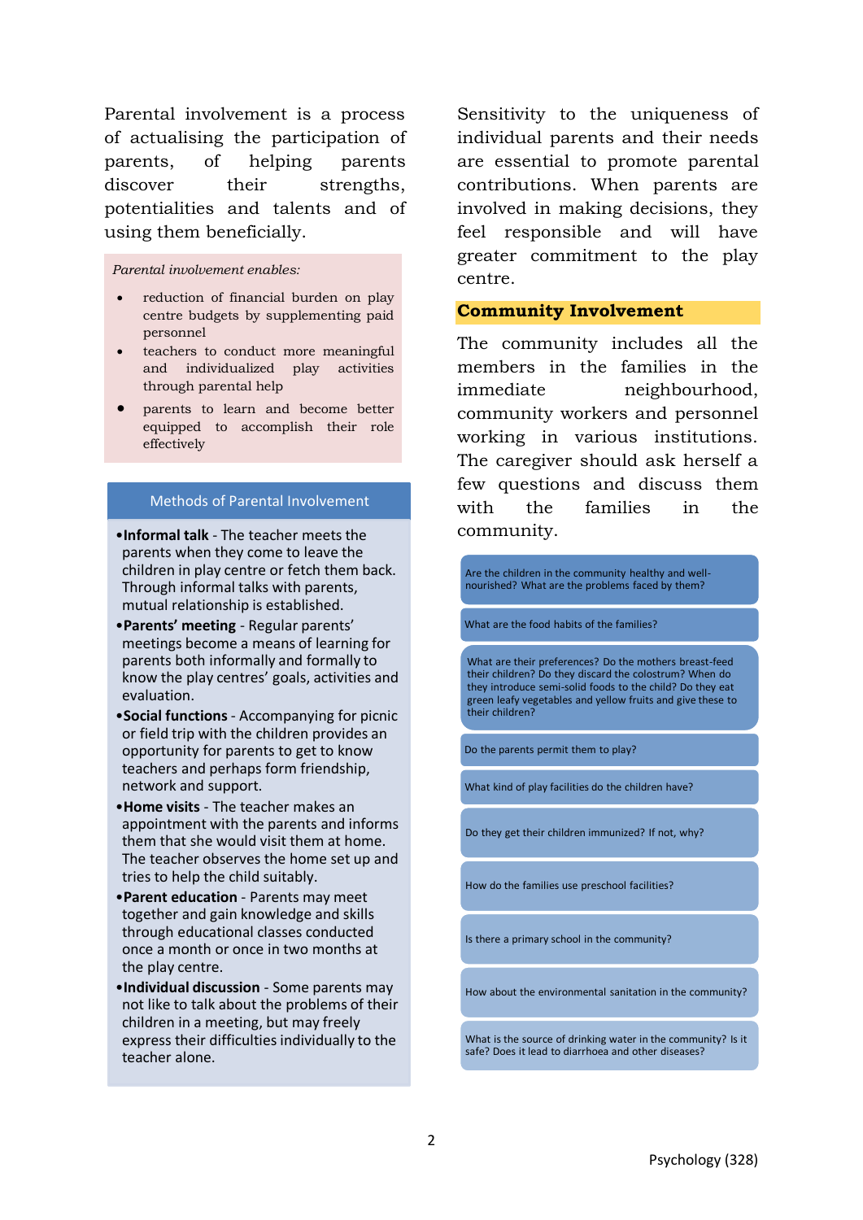Parental involvement is a process of actualising the participation of parents, of helping parents discover their strengths, potentialities and talents and of using them beneficially.

*Parental involvement enables:*

- reduction of financial burden on play centre budgets by supplementing paid personnel
- teachers to conduct more meaningful and individualized play activities through parental help
- parents to learn and become better equipped to accomplish their role effectively

### Methods of Parental Involvement

- **Informal talk** - The teacher meets the parents when they come to leave the children in play centre or fetch them back. Through informal talks with parents, mutual relationship is established.
- **Parents' meeting** - Regular parents' meetings become a means of learning for parents both informally and formally to know the play centres' goals, activities and evaluation.
- **Social functions** - Accompanying for picnic or field trip with the children provides an opportunity for parents to get to know teachers and perhaps form friendship, network and support.
- **Home visits** - The teacher makes an appointment with the parents and informs them that she would visit them at home. The teacher observes the home set up and tries to help the child suitably.
- **Parent education** - Parents may meet together and gain knowledge and skills through educational classes conducted once a month or once in two months at the play centre.
- **Individual discussion** - Some parents may not like to talk about the problems of their children in a meeting, but may freely express their difficulties individually to the teacher alone.

Sensitivity to the uniqueness of individual parents and their needs are essential to promote parental contributions. When parents are involved in making decisions, they feel responsible and will have greater commitment to the play centre.

## Community Involvement

The community includes all the members in the families in the immediate neighbourhood, community workers and personnel working in various institutions. The caregiver should ask herself a few questions and discuss them with the families in the community.

- Are the children in the community healthy and well-nourished? What are the problems faced by them?
- What are the food habits of the families?
- What are their preferences? Do the mothers breast-feed their children? Do they discard the colostrum? When do they introduce semi-solid foods to the child? Do they eat green leafy vegetables and yellow fruits and give these to their children?
- Do the parents permit them to play?
- What kind of play facilities do the children have?
- Do they get their children immunized? If not, why?
- How do the families use preschool facilities?
- Is there a primary school in the community?
- How about the environmental sanitation in the community?
- What is the source of drinking water in the community? Is it safe? Does it lead to diarrhoea and other diseases?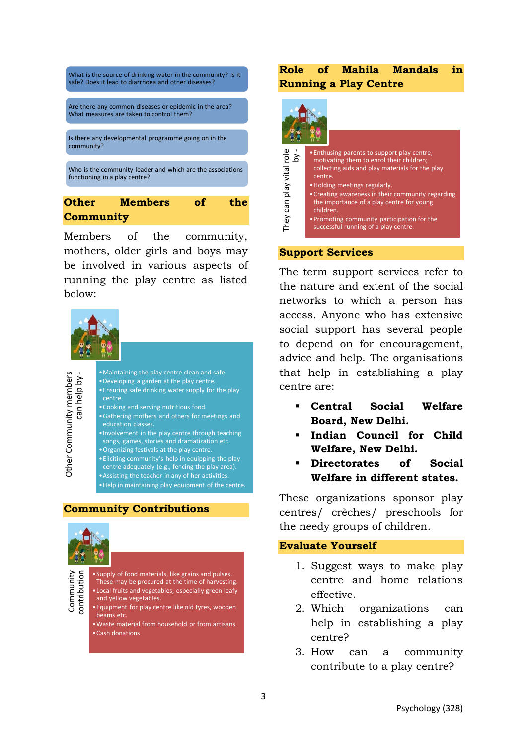What is the source of drinking water in the community? Is it safe? Does it lead to diarrhoea and other diseases?

Are there any common diseases or epidemic in the area? What measures are taken to control them?

Is there any developmental programme going on in the community?

Who is the community leader and which are the associations functioning in a play centre?

## Other Members of the Community

Members of the community, mothers, older girls and boys may be involved in various aspects of running the play centre as listed below:

Other Community members can help by -

- Maintaining the play centre clean and safe.
- Developing a garden at the play centre.
- Ensuring safe drinking water supply for the play centre.
- Cooking and serving nutritious food.
- Gathering mothers and others for meetings and education classes.
- Involvement in the play centre through teaching songs, games, stories and dramatization etc.
- Organizing festivals at the play centre.
- Eliciting community's help in equipping the play centre adequately (e.g., fencing the play area).
- Assisting the teacher in any of her activities.
- Help in maintaining play equipment of the centre.

## Community Contributions

Community contribution

- Supply of food materials, like grains and pulses. These may be procured at the time of harvesting.
- Local fruits and vegetables, especially green leafy and yellow vegetables.
- Equipment for play centre like old tyres, wooden beams etc.
- Waste material from household or from artisans
- Cash donations

## Role of Mahila Mandals in Running a Play Centre

They can play vital role by -

- Enthusing parents to support play centre; motivating them to enrol their children; collecting aids and play materials for the play centre.
- Holding meetings regularly.
- Creating awareness in their community regarding the importance of a play centre for young children.
- Promoting community participation for the successful running of a play centre.

## Support Services

The term support services refer to the nature and extent of the social networks to which a person has access. Anyone who has extensive social support has several people to depend on for encouragement, advice and help. The organisations that help in establishing a play centre are:

- **Central Social Welfare Board, New Delhi.**
- **Indian Council for Child Welfare, New Delhi.**
- **Directorates of Social Welfare in different states.**

These organizations sponsor play centres/ crèches/ preschools for the needy groups of children.

## Evaluate Yourself

1. Suggest ways to make play centre and home relations effective.
2. Which organizations can help in establishing a play centre?
3. How can a community contribute to a play centre?